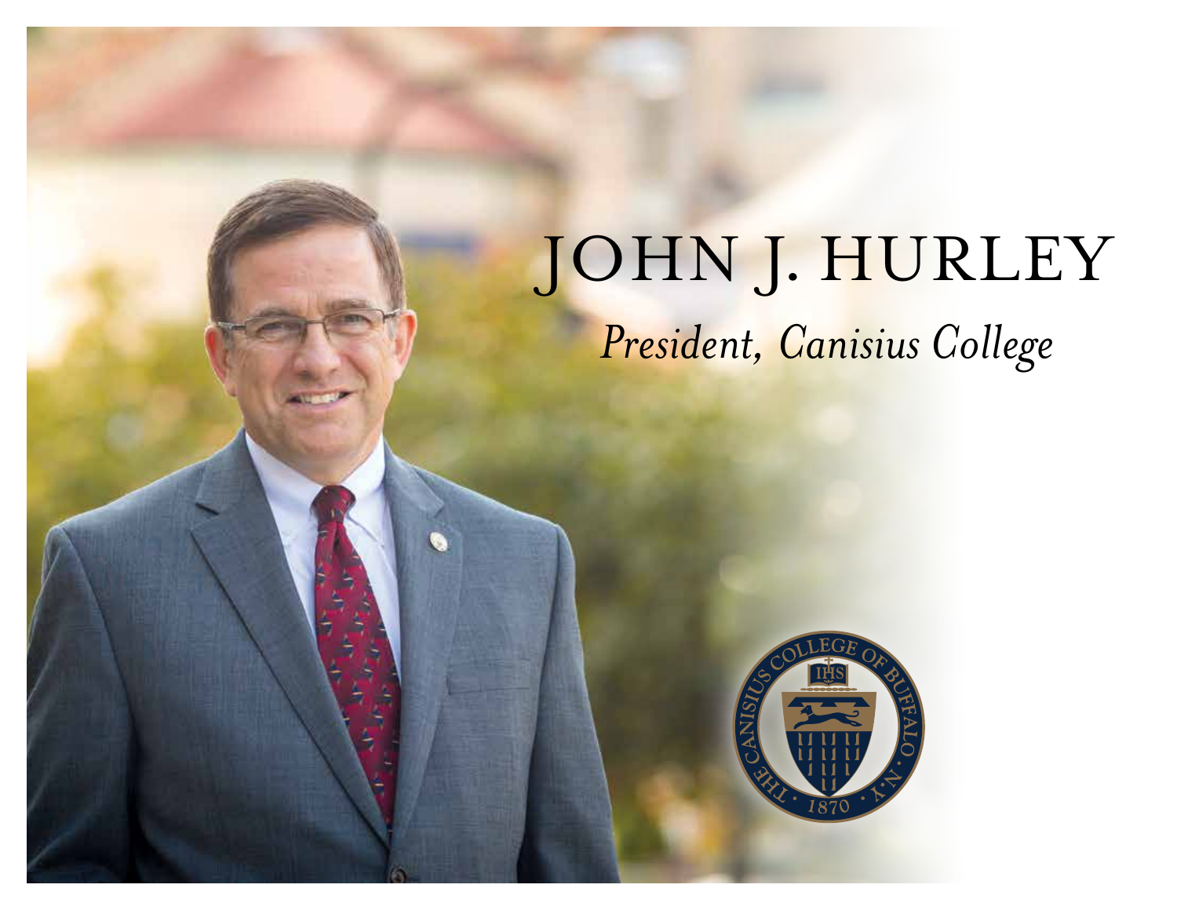# JOHN J. HURLEY

*President, Canisius College*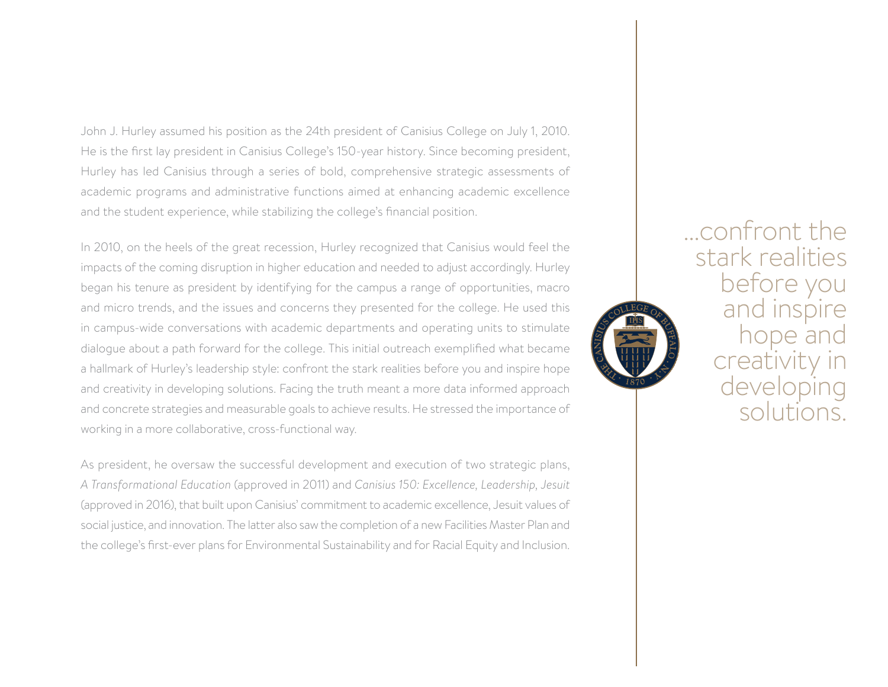John J. Hurley assumed his position as the 24th president of Canisius College on July 1, 2010. He is the first lay president in Canisius College's 150-year history. Since becoming president, Hurley has led Canisius through a series of bold, comprehensive strategic assessments of academic programs and administrative functions aimed at enhancing academic excellence and the student experience, while stabilizing the college's financial position.

In 2010, on the heels of the great recession, Hurley recognized that Canisius would feel the impacts of the coming disruption in higher education and needed to adjust accordingly. Hurley began his tenure as president by identifying for the campus a range of opportunities, macro and micro trends, and the issues and concerns they presented for the college. He used this in campus-wide conversations with academic departments and operating units to stimulate dialogue about a path forward for the college. This initial outreach exemplified what became a hallmark of Hurley's leadership style: confront the stark realities before you and inspire hope and creativity in developing solutions. Facing the truth meant a more data informed approach and concrete strategies and measurable goals to achieve results. He stressed the importance of working in a more collaborative, cross-functional way.

As president, he oversaw the successful development and execution of two strategic plans, *A Transformational Education* (approved in 2011) and *Canisius 150: Excellence, Leadership, Jesuit* (approved in 2016), that built upon Canisius' commitment to academic excellence, Jesuit values of social justice, and innovation. The latter also saw the completion of a new Facilities Master Plan and the college's first-ever plans for Environmental Sustainability and for Racial Equity and Inclusion.

...confront the stark realities before you and inspire hope and creativity in developing solutions.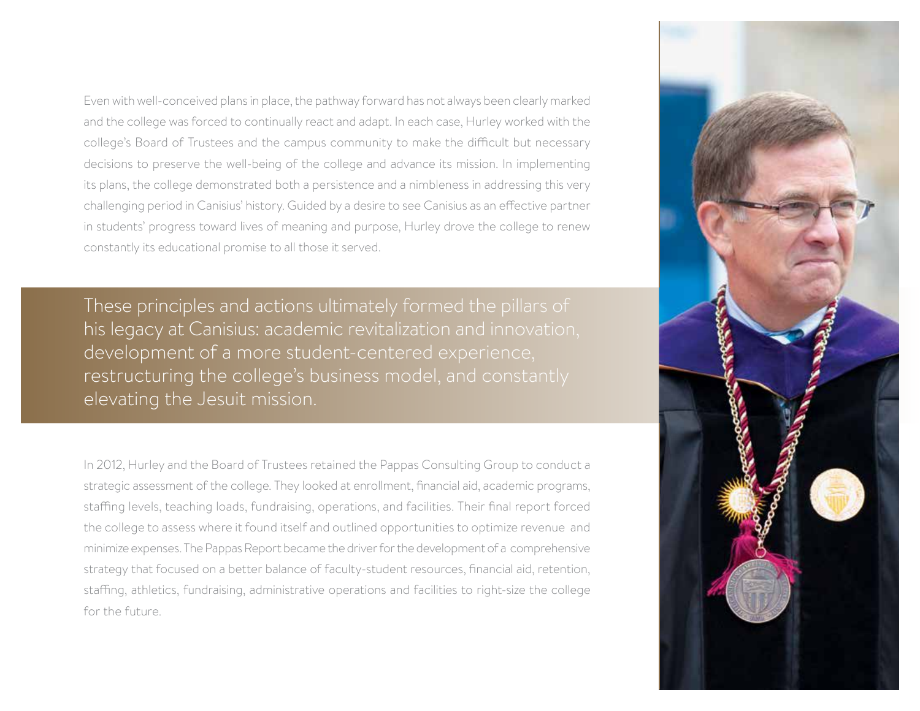Even with well-conceived plans in place, the pathway forward has not always been clearly marked and the college was forced to continually react and adapt. In each case, Hurley worked with the college's Board of Trustees and the campus community to make the difficult but necessary decisions to preserve the well-being of the college and advance its mission. In implementing its plans, the college demonstrated both a persistence and a nimbleness in addressing this very challenging period in Canisius' history. Guided by a desire to see Canisius as an effective partner in students' progress toward lives of meaning and purpose, Hurley drove the college to renew constantly its educational promise to all those it served.

These principles and actions ultimately formed the pillars of his legacy at Canisius: academic revitalization and innovation, development of a more student-centered experience, restructuring the college's business model, and constantly elevating the Jesuit mission.

In 2012, Hurley and the Board of Trustees retained the Pappas Consulting Group to conduct a strategic assessment of the college. They looked at enrollment, financial aid, academic programs, staffing levels, teaching loads, fundraising, operations, and facilities. Their final report forced the college to assess where it found itself and outlined opportunities to optimize revenue and minimize expenses. The Pappas Report became the driver for the development of a comprehensive strategy that focused on a better balance of faculty-student resources, financial aid, retention, staffing, athletics, fundraising, administrative operations and facilities to right-size the college for the future.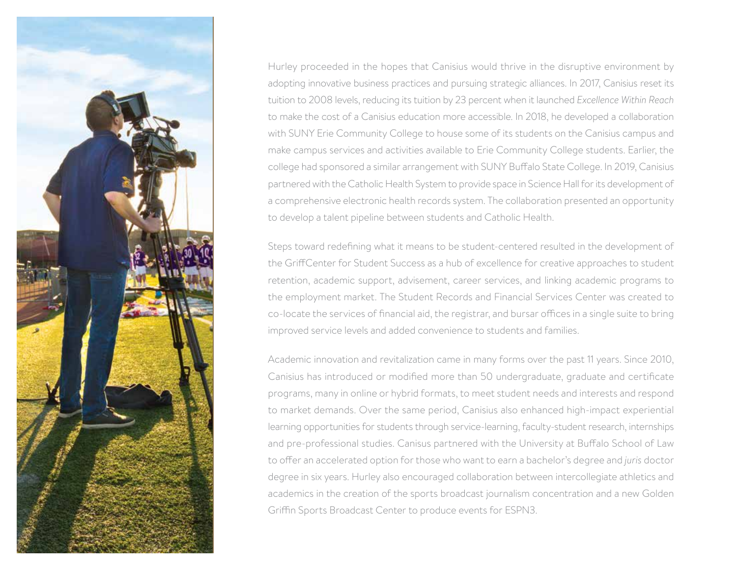Hurley proceeded in the hopes that Canisius would thrive in the disruptive environment by adopting innovative business practices and pursuing strategic alliances. In 2017, Canisius reset its tuition to 2008 levels, reducing its tuition by 23 percent when it launched *Excellence Within Reach* to make the cost of a Canisius education more accessible. In 2018, he developed a collaboration with SUNY Erie Community College to house some of its students on the Canisius campus and make campus services and activities available to Erie Community College students. Earlier, the college had sponsored a similar arrangement with SUNY Buffalo State College. In 2019, Canisius partnered with the Catholic Health System to provide space in Science Hall for its development of a comprehensive electronic health records system. The collaboration presented an opportunity to develop a talent pipeline between students and Catholic Health.

Steps toward redefining what it means to be student-centered resulted in the development of the GriffCenter for Student Success as a hub of excellence for creative approaches to student retention, academic support, advisement, career services, and linking academic programs to the employment market. The Student Records and Financial Services Center was created to co-locate the services of financial aid, the registrar, and bursar offices in a single suite to bring improved service levels and added convenience to students and families.

Academic innovation and revitalization came in many forms over the past 11 years. Since 2010, Canisius has introduced or modified more than 50 undergraduate, graduate and certificate programs, many in online or hybrid formats, to meet student needs and interests and respond to market demands. Over the same period, Canisius also enhanced high-impact experiential learning opportunities for students through service-learning, faculty-student research, internships and pre-professional studies. Canisus partnered with the University at Buffalo School of Law to offer an accelerated option for those who want to earn a bachelor's degree and *juris* doctor degree in six years. Hurley also encouraged collaboration between intercollegiate athletics and academics in the creation of the sports broadcast journalism concentration and a new Golden Griffin Sports Broadcast Center to produce events for ESPN3.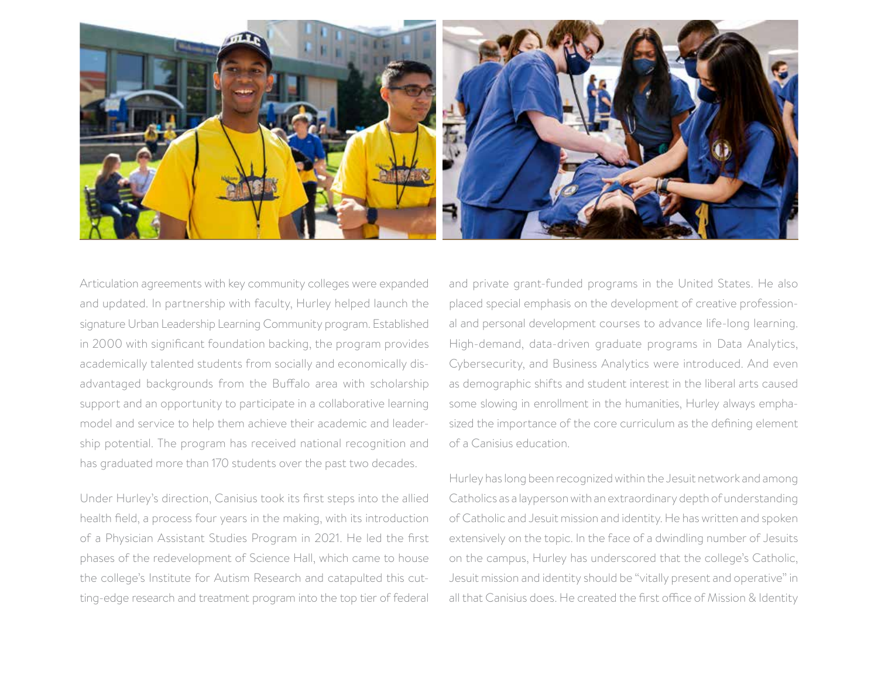Articulation agreements with key community colleges were expanded and updated. In partnership with faculty, Hurley helped launch the signature Urban Leadership Learning Community program. Established in 2000 with significant foundation backing, the program provides academically talented students from socially and economically disadvantaged backgrounds from the Buffalo area with scholarship support and an opportunity to participate in a collaborative learning model and service to help them achieve their academic and leadership potential. The program has received national recognition and has graduated more than 170 students over the past two decades.

Under Hurley's direction, Canisius took its first steps into the allied health field, a process four years in the making, with its introduction of a Physician Assistant Studies Program in 2021. He led the first phases of the redevelopment of Science Hall, which came to house the college's Institute for Autism Research and catapulted this cutting-edge research and treatment program into the top tier of federal and private grant-funded programs in the United States. He also placed special emphasis on the development of creative professional and personal development courses to advance life-long learning. High-demand, data-driven graduate programs in Data Analytics, Cybersecurity, and Business Analytics were introduced. And even as demographic shifts and student interest in the liberal arts caused some slowing in enrollment in the humanities, Hurley always emphasized the importance of the core curriculum as the defining element of a Canisius education.

Hurley has long been recognized within the Jesuit network and among Catholics as a layperson with an extraordinary depth of understanding of Catholic and Jesuit mission and identity. He has written and spoken extensively on the topic. In the face of a dwindling number of Jesuits on the campus, Hurley has underscored that the college's Catholic, Jesuit mission and identity should be "vitally present and operative" in all that Canisius does. He created the first office of Mission & Identity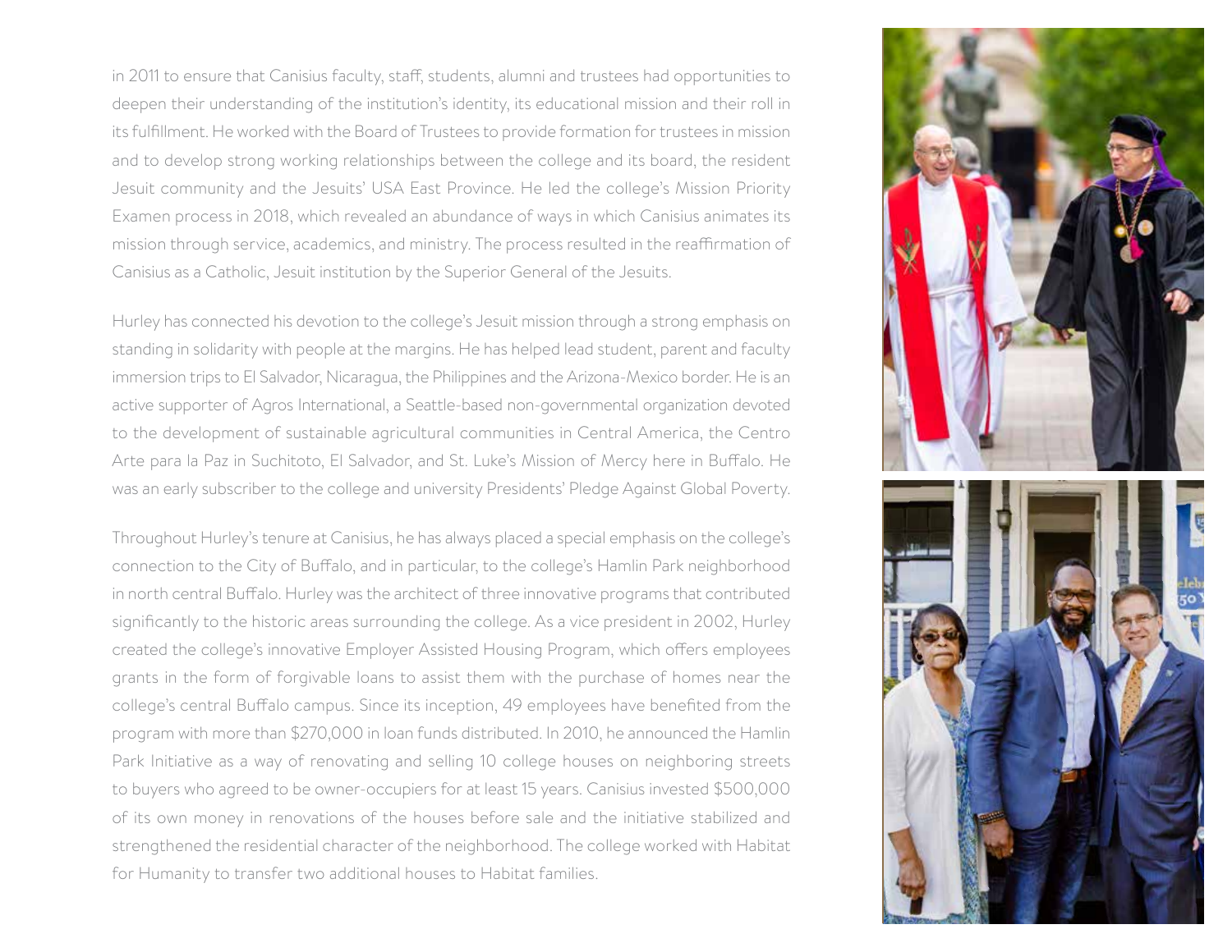in 2011 to ensure that Canisius faculty, staff, students, alumni and trustees had opportunities to deepen their understanding of the institution's identity, its educational mission and their roll in its fulfillment. He worked with the Board of Trustees to provide formation for trustees in mission and to develop strong working relationships between the college and its board, the resident Jesuit community and the Jesuits' USA East Province. He led the college's Mission Priority Examen process in 2018, which revealed an abundance of ways in which Canisius animates its mission through service, academics, and ministry. The process resulted in the reaffirmation of Canisius as a Catholic, Jesuit institution by the Superior General of the Jesuits.

Hurley has connected his devotion to the college's Jesuit mission through a strong emphasis on standing in solidarity with people at the margins. He has helped lead student, parent and faculty immersion trips to El Salvador, Nicaragua, the Philippines and the Arizona-Mexico border. He is an active supporter of Agros International, a Seattle-based non-governmental organization devoted to the development of sustainable agricultural communities in Central America, the Centro Arte para la Paz in Suchitoto, El Salvador, and St. Luke's Mission of Mercy here in Buffalo. He was an early subscriber to the college and university Presidents' Pledge Against Global Poverty.

Throughout Hurley's tenure at Canisius, he has always placed a special emphasis on the college's connection to the City of Buffalo, and in particular, to the college's Hamlin Park neighborhood in north central Buffalo. Hurley was the architect of three innovative programs that contributed significantly to the historic areas surrounding the college. As a vice president in 2002, Hurley created the college's innovative Employer Assisted Housing Program, which offers employees grants in the form of forgivable loans to assist them with the purchase of homes near the college's central Buffalo campus. Since its inception, 49 employees have benefited from the program with more than $270,000 in loan funds distributed. In 2010, he announced the Hamlin Park Initiative as a way of renovating and selling 10 college houses on neighboring streets to buyers who agreed to be owner-occupiers for at least 15 years. Canisius invested $500,000 of its own money in renovations of the houses before sale and the initiative stabilized and strengthened the residential character of the neighborhood. The college worked with Habitat for Humanity to transfer two additional houses to Habitat families.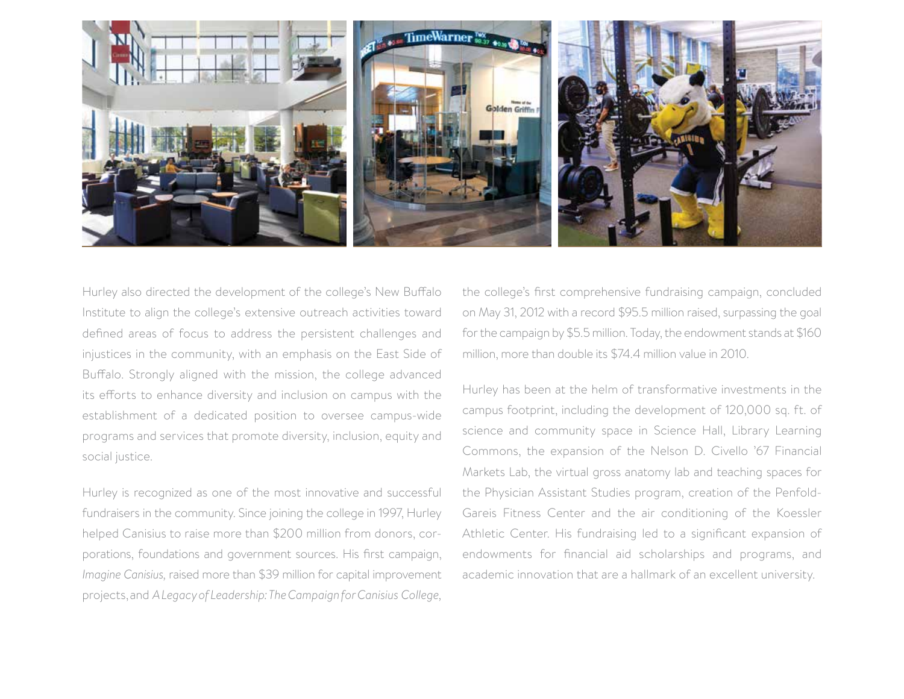Hurley also directed the development of the college's New Buffalo Institute to align the college's extensive outreach activities toward defined areas of focus to address the persistent challenges and injustices in the community, with an emphasis on the East Side of Buffalo. Strongly aligned with the mission, the college advanced its efforts to enhance diversity and inclusion on campus with the establishment of a dedicated position to oversee campus-wide programs and services that promote diversity, inclusion, equity and social justice.

Hurley is recognized as one of the most innovative and successful fundraisers in the community. Since joining the college in 1997, Hurley helped Canisius to raise more than $200 million from donors, corporations, foundations and government sources. His first campaign, *Imagine Canisius,* raised more than $39 million for capital improvement projects, and *A Legacy of Leadership: The Campaign for Canisius College,* the college's first comprehensive fundraising campaign, concluded on May 31, 2012 with a record $95.5 million raised, surpassing the goal for the campaign by $5.5 million. Today, the endowment stands at $160 million, more than double its $74.4 million value in 2010.

Hurley has been at the helm of transformative investments in the campus footprint, including the development of 120,000 sq. ft. of science and community space in Science Hall, Library Learning Commons, the expansion of the Nelson D. Civello '67 Financial Markets Lab, the virtual gross anatomy lab and teaching spaces for the Physician Assistant Studies program, creation of the Penfold-Gareis Fitness Center and the air conditioning of the Koessler Athletic Center. His fundraising led to a significant expansion of endowments for financial aid scholarships and programs, and academic innovation that are a hallmark of an excellent university.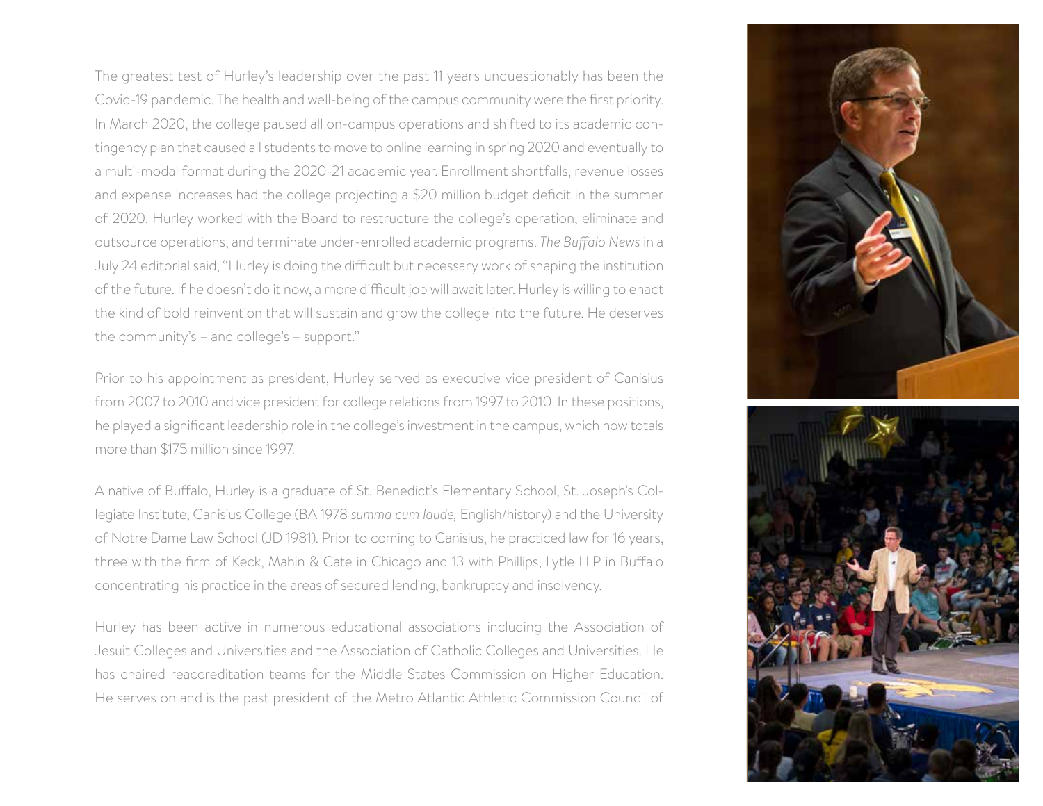The greatest test of Hurley's leadership over the past 11 years unquestionably has been the Covid-19 pandemic. The health and well-being of the campus community were the first priority. In March 2020, the college paused all on-campus operations and shifted to its academic contingency plan that caused all students to move to online learning in spring 2020 and eventually to a multi-modal format during the 2020-21 academic year. Enrollment shortfalls, revenue losses and expense increases had the college projecting a $20 million budget deficit in the summer of 2020. Hurley worked with the Board to restructure the college's operation, eliminate and outsource operations, and terminate under-enrolled academic programs. *The Buffalo News* in a July 24 editorial said, "Hurley is doing the difficult but necessary work of shaping the institution of the future. If he doesn't do it now, a more difficult job will await later. Hurley is willing to enact the kind of bold reinvention that will sustain and grow the college into the future. He deserves the community's – and college's – support."

Prior to his appointment as president, Hurley served as executive vice president of Canisius from 2007 to 2010 and vice president for college relations from 1997 to 2010. In these positions, he played a significant leadership role in the college's investment in the campus, which now totals more than $175 million since 1997.

A native of Buffalo, Hurley is a graduate of St. Benedict's Elementary School, St. Joseph's Collegiate Institute, Canisius College (BA 1978 *summa cum laude,* English/history) and the University of Notre Dame Law School (JD 1981). Prior to coming to Canisius, he practiced law for 16 years, three with the firm of Keck, Mahin & Cate in Chicago and 13 with Phillips, Lytle LLP in Buffalo concentrating his practice in the areas of secured lending, bankruptcy and insolvency.

Hurley has been active in numerous educational associations including the Association of Jesuit Colleges and Universities and the Association of Catholic Colleges and Universities. He has chaired reaccreditation teams for the Middle States Commission on Higher Education. He serves on and is the past president of the Metro Atlantic Athletic Commission Council of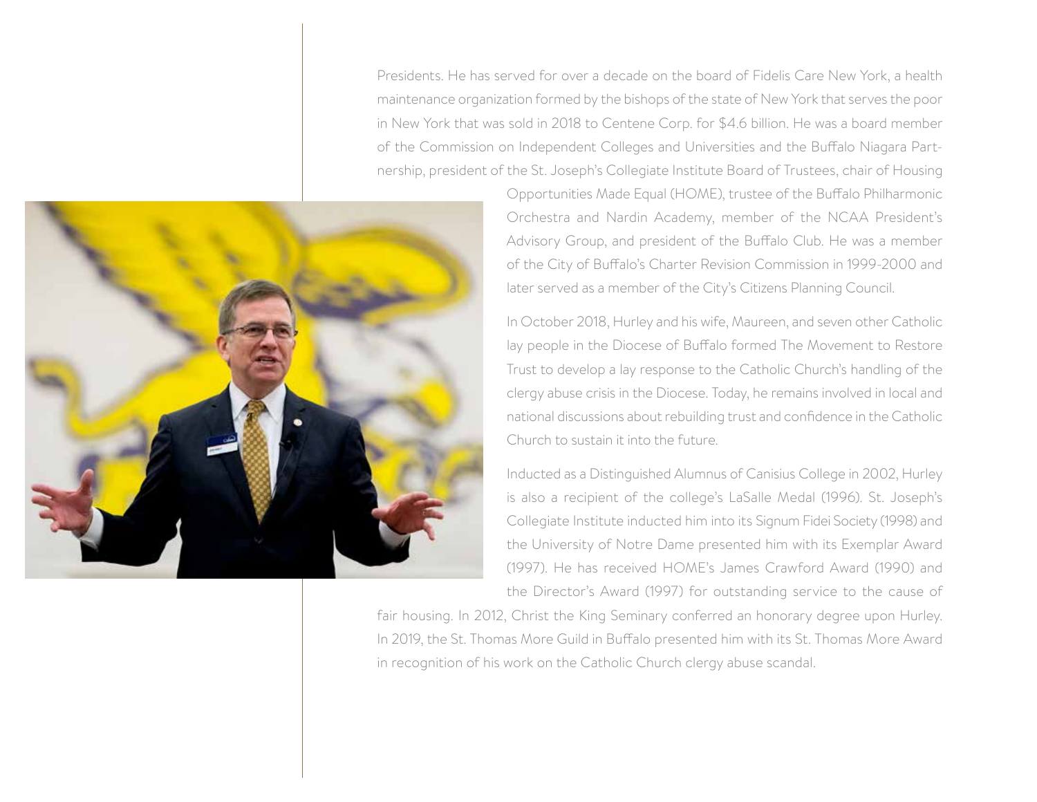Presidents. He has served for over a decade on the board of Fidelis Care New York, a health maintenance organization formed by the bishops of the state of New York that serves the poor in New York that was sold in 2018 to Centene Corp. for $4.6 billion. He was a board member of the Commission on Independent Colleges and Universities and the Buffalo Niagara Partnership, president of the St. Joseph's Collegiate Institute Board of Trustees, chair of Housing Opportunities Made Equal (HOME), trustee of the Buffalo Philharmonic Orchestra and Nardin Academy, member of the NCAA President's Advisory Group, and president of the Buffalo Club. He was a member of the City of Buffalo's Charter Revision Commission in 1999-2000 and later served as a member of the City's Citizens Planning Council.

In October 2018, Hurley and his wife, Maureen, and seven other Catholic lay people in the Diocese of Buffalo formed The Movement to Restore Trust to develop a lay response to the Catholic Church's handling of the clergy abuse crisis in the Diocese. Today, he remains involved in local and national discussions about rebuilding trust and confidence in the Catholic Church to sustain it into the future.

Inducted as a Distinguished Alumnus of Canisius College in 2002, Hurley is also a recipient of the college's LaSalle Medal (1996). St. Joseph's Collegiate Institute inducted him into its Signum Fidei Society (1998) and the University of Notre Dame presented him with its Exemplar Award (1997). He has received HOME's James Crawford Award (1990) and the Director's Award (1997) for outstanding service to the cause of fair housing. In 2012, Christ the King Seminary conferred an honorary degree upon Hurley. In 2019, the St. Thomas More Guild in Buffalo presented him with its St. Thomas More Award in recognition of his work on the Catholic Church clergy abuse scandal.